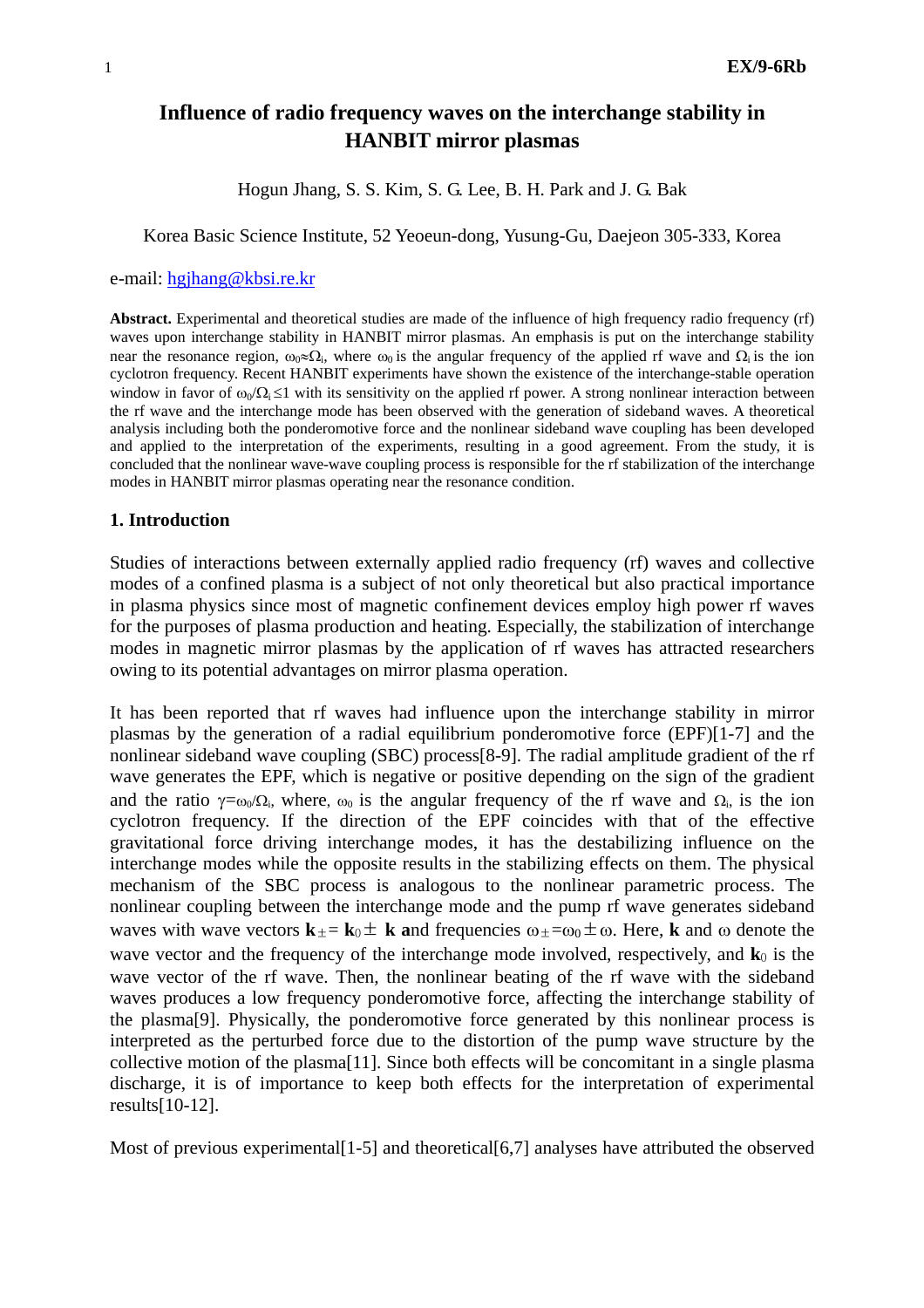# Influence of radio frequency waves on the interchange stability in HANBIT mirror plasmas

Hogun Jhang, S. S. Kim, S. G. Lee, B. H. Park and J. G. Bak

Korea Basic Science Institute, 52 Yeoeun-dong, Yusung-Gu, Daejeon 305-333, Korea

e-mail: hgjhang@kbsi.re.kr

**Abstract.** Experimental and theoretical studies are made of the influence of high frequency radio frequency (rf) waves upon interchange stability in HANBIT mirror plasmas. An emphasis is put on the interchange stability near the resonance region, $\omega_0 \approx \Omega_i$, where $\omega_0$ is the angular frequency of the applied rf wave and $\Omega_i$ is the ion cyclotron frequency. Recent HANBIT experiments have shown the existence of the interchange-stable operation window in favor of $\omega_0/\Omega_i \leq 1$ with its sensitivity on the applied rf power. A strong nonlinear interaction between the rf wave and the interchange mode has been observed with the generation of sideband waves. A theoretical analysis including both the ponderomotive force and the nonlinear sideband wave coupling has been developed and applied to the interpretation of the experiments, resulting in a good agreement. From the study, it is concluded that the nonlinear wave-wave coupling process is responsible for the rf stabilization of the interchange modes in HANBIT mirror plasmas operating near the resonance condition.

## 1. Introduction

Studies of interactions between externally applied radio frequency (rf) waves and collective modes of a confined plasma is a subject of not only theoretical but also practical importance in plasma physics since most of magnetic confinement devices employ high power rf waves for the purposes of plasma production and heating. Especially, the stabilization of interchange modes in magnetic mirror plasmas by the application of rf waves has attracted researchers owing to its potential advantages on mirror plasma operation.

It has been reported that rf waves had influence upon the interchange stability in mirror plasmas by the generation of a radial equilibrium ponderomotive force (EPF)[1-7] and the nonlinear sideband wave coupling (SBC) process[8-9]. The radial amplitude gradient of the rf wave generates the EPF, which is negative or positive depending on the sign of the gradient and the ratio $\gamma=\omega_0/\Omega_i$, where, $\omega_0$ is the angular frequency of the rf wave and $\Omega_i$, is the ion cyclotron frequency. If the direction of the EPF coincides with that of the effective gravitational force driving interchange modes, it has the destabilizing influence on the interchange modes while the opposite results in the stabilizing effects on them. The physical mechanism of the SBC process is analogous to the nonlinear parametric process. The nonlinear coupling between the interchange mode and the pump rf wave generates sideband waves with wave vectors $\mathbf{k}_{\pm}=\mathbf{k}_0 \pm \mathbf{k}$ and frequencies $\omega_{\pm}=\omega_0 \pm \omega$. Here, $\mathbf{k}$ and $\omega$ denote the wave vector and the frequency of the interchange mode involved, respectively, and $\mathbf{k}_0$ is the wave vector of the rf wave. Then, the nonlinear beating of the rf wave with the sideband waves produces a low frequency ponderomotive force, affecting the interchange stability of the plasma[9]. Physically, the ponderomotive force generated by this nonlinear process is interpreted as the perturbed force due to the distortion of the pump wave structure by the collective motion of the plasma[11]. Since both effects will be concomitant in a single plasma discharge, it is of importance to keep both effects for the interpretation of experimental results[10-12].

Most of previous experimental[1-5] and theoretical[6,7] analyses have attributed the observed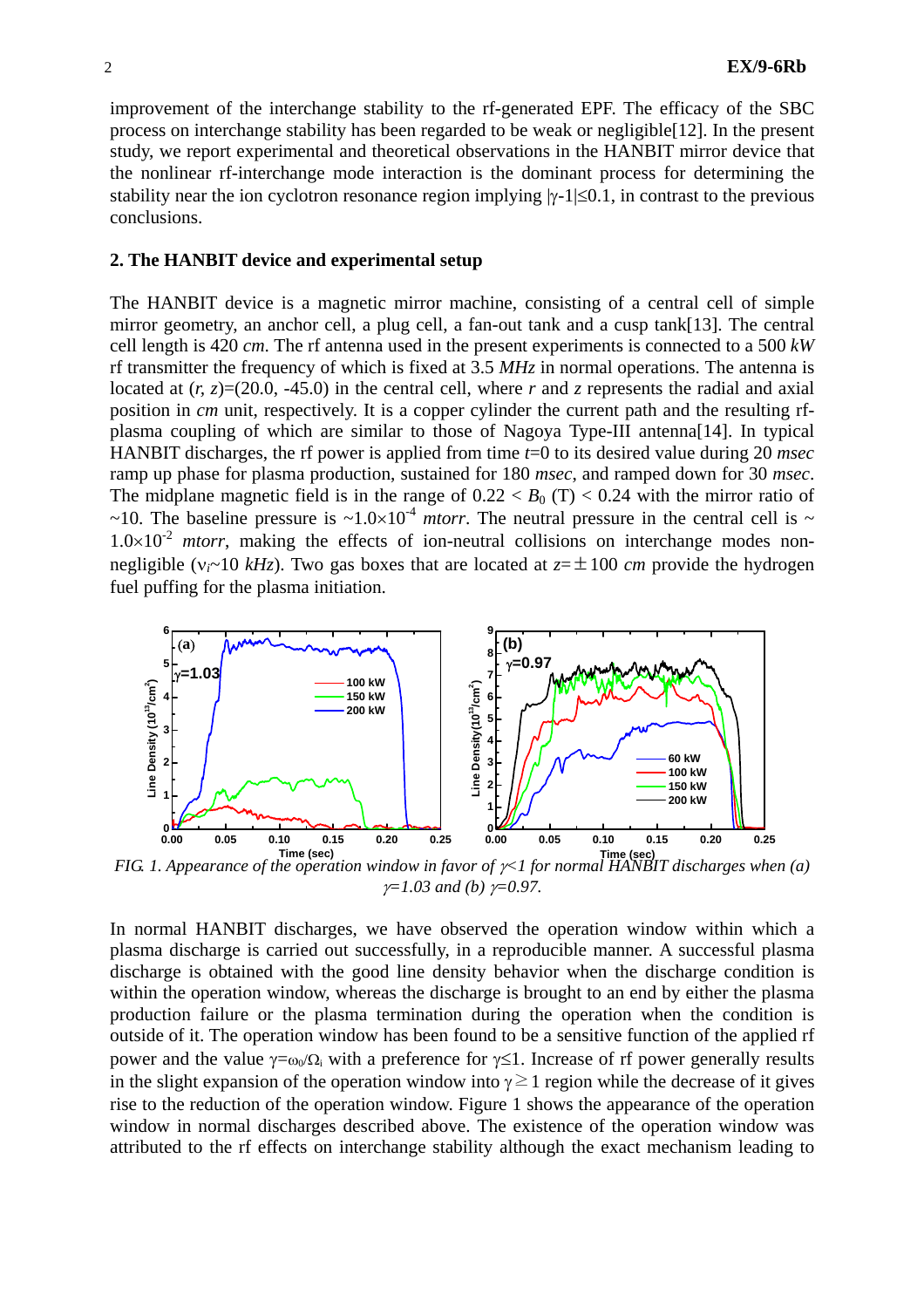improvement of the interchange stability to the rf-generated EPF. The efficacy of the SBC process on interchange stability has been regarded to be weak or negligible[12]. In the present study, we report experimental and theoretical observations in the HANBIT mirror device that the nonlinear rf-interchange mode interaction is the dominant process for determining the stability near the ion cyclotron resonance region implying $|\gamma-1|\leq 0.1$, in contrast to the previous conclusions.

## 2. The HANBIT device and experimental setup

The HANBIT device is a magnetic mirror machine, consisting of a central cell of simple mirror geometry, an anchor cell, a plug cell, a fan-out tank and a cusp tank[13]. The central cell length is 420 *cm*. The rf antenna used in the present experiments is connected to a 500 *kW* rf transmitter the frequency of which is fixed at 3.5 *MHz* in normal operations. The antenna is located at $(r, z)$=(20.0, -45.0) in the central cell, where $r$ and $z$ represents the radial and axial position in *cm* unit, respectively. It is a copper cylinder the current path and the resulting rf-plasma coupling of which are similar to those of Nagoya Type-III antenna[14]. In typical HANBIT discharges, the rf power is applied from time $t$=0 to its desired value during 20 *msec* ramp up phase for plasma production, sustained for 180 *msec*, and ramped down for 30 *msec*. The midplane magnetic field is in the range of $0.22 < B_0$ (T) $< 0.24$ with the mirror ratio of ~10. The baseline pressure is $\sim 1.0\times 10^{-4}$ *mtorr*. The neutral pressure in the central cell is ~ $1.0\times 10^{-2}$ *mtorr*, making the effects of ion-neutral collisions on interchange modes non-negligible ($\nu_i$~10 *kHz*). Two gas boxes that are located at $z=\pm 100$ *cm* provide the hydrogen fuel puffing for the plasma initiation.

*FIG. 1. Appearance of the operation window in favor of $\gamma$<1 for normal HANBIT discharges when (a) $\gamma$=1.03 and (b) $\gamma$=0.97.*

In normal HANBIT discharges, we have observed the operation window within which a plasma discharge is carried out successfully, in a reproducible manner. A successful plasma discharge is obtained with the good line density behavior when the discharge condition is within the operation window, whereas the discharge is brought to an end by either the plasma production failure or the plasma termination during the operation when the condition is outside of it. The operation window has been found to be a sensitive function of the applied rf power and the value $\gamma=\omega_0/\Omega_i$ with a preference for $\gamma\leq 1$. Increase of rf power generally results in the slight expansion of the operation window into $\gamma\geq 1$ region while the decrease of it gives rise to the reduction of the operation window. Figure 1 shows the appearance of the operation window in normal discharges described above. The existence of the operation window was attributed to the rf effects on interchange stability although the exact mechanism leading to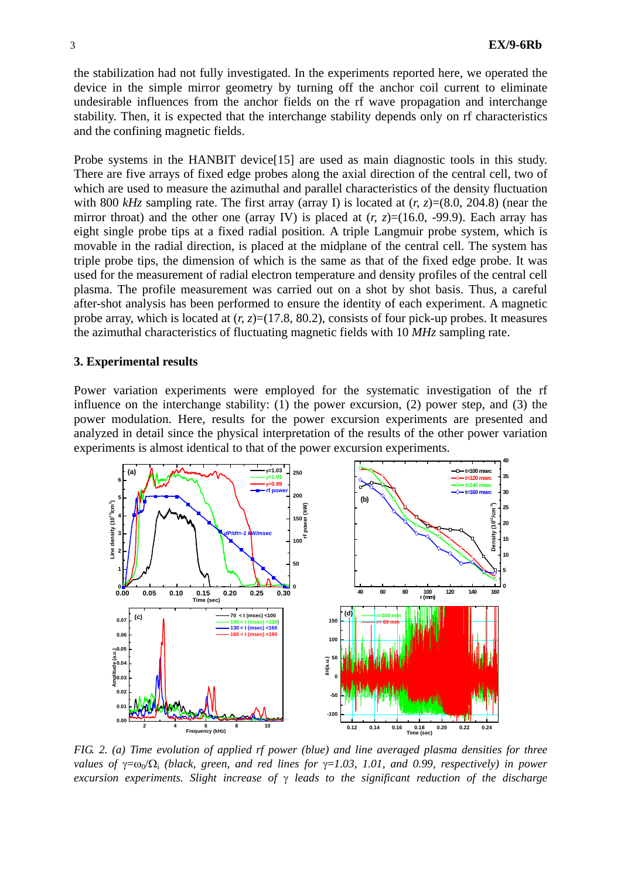the stabilization had not fully investigated. In the experiments reported here, we operated the device in the simple mirror geometry by turning off the anchor coil current to eliminate undesirable influences from the anchor fields on the rf wave propagation and interchange stability. Then, it is expected that the interchange stability depends only on rf characteristics and the confining magnetic fields.

Probe systems in the HANBIT device[15] are used as main diagnostic tools in this study. There are five arrays of fixed edge probes along the axial direction of the central cell, two of which are used to measure the azimuthal and parallel characteristics of the density fluctuation with 800 *kHz* sampling rate. The first array (array I) is located at ($r$, $z$)=(8.0, 204.8) (near the mirror throat) and the other one (array IV) is placed at ($r$, $z$)=(16.0, -99.9). Each array has eight single probe tips at a fixed radial position. A triple Langmuir probe system, which is movable in the radial direction, is placed at the midplane of the central cell. The system has triple probe tips, the dimension of which is the same as that of the fixed edge probe. It was used for the measurement of radial electron temperature and density profiles of the central cell plasma. The profile measurement was carried out on a shot by shot basis. Thus, a careful after-shot analysis has been performed to ensure the identity of each experiment. A magnetic probe array, which is located at ($r$, $z$)=(17.8, 80.2), consists of four pick-up probes. It measures the azimuthal characteristics of fluctuating magnetic fields with 10 *MHz* sampling rate.

## 3. Experimental results

Power variation experiments were employed for the systematic investigation of the rf influence on the interchange stability: (1) the power excursion, (2) power step, and (3) the power modulation. Here, results for the power excursion experiments are presented and analyzed in detail since the physical interpretation of the results of the other power variation experiments is almost identical to that of the power excursion experiments.

*FIG. 2. (a) Time evolution of applied rf power (blue) and line averaged plasma densities for three values of $\gamma=\omega_0/\Omega_i$ (black, green, and red lines for $\gamma$=1.03, 1.01, and 0.99, respectively) in power excursion experiments. Slight increase of $\gamma$ leads to the significant reduction of the discharge*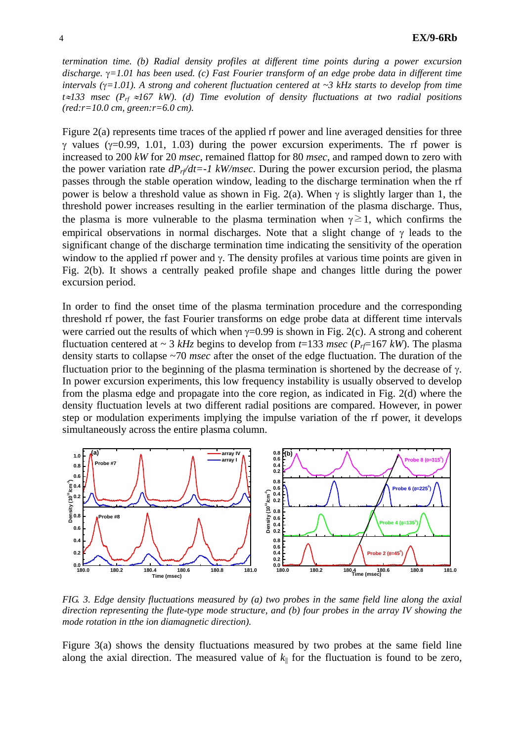*termination time. (b) Radial density profiles at different time points during a power excursion discharge. γ=1.01 has been used. (c) Fast Fourier transform of an edge probe data in different time intervals (γ=1.01). A strong and coherent fluctuation centered at ~3 kHz starts to develop from time t≈133 msec ($P_{rf}$ ≈167 kW). (d) Time evolution of density fluctuations at two radial positions (red:r=10.0 cm, green:r=6.0 cm).*

Figure 2(a) represents time traces of the applied rf power and line averaged densities for three γ values (γ=0.99, 1.01, 1.03) during the power excursion experiments. The rf power is increased to 200 *kW* for 20 *msec*, remained flattop for 80 *msec*, and ramped down to zero with the power variation rate $dP_{rf}/dt=-1$ *kW/msec*. During the power excursion period, the plasma passes through the stable operation window, leading to the discharge termination when the rf power is below a threshold value as shown in Fig. 2(a). When γ is slightly larger than 1, the threshold power increases resulting in the earlier termination of the plasma discharge. Thus, the plasma is more vulnerable to the plasma termination when γ ≥ 1, which confirms the empirical observations in normal discharges. Note that a slight change of γ leads to the significant change of the discharge termination time indicating the sensitivity of the operation window to the applied rf power and γ. The density profiles at various time points are given in Fig. 2(b). It shows a centrally peaked profile shape and changes little during the power excursion period.

In order to find the onset time of the plasma termination procedure and the corresponding threshold rf power, the fast Fourier transforms on edge probe data at different time intervals were carried out the results of which when γ=0.99 is shown in Fig. 2(c). A strong and coherent fluctuation centered at ~ 3 *kHz* begins to develop from *t*=133 *msec* ($P_{rf}$=167 *kW*). The plasma density starts to collapse ~70 *msec* after the onset of the edge fluctuation. The duration of the fluctuation prior to the beginning of the plasma termination is shortened by the decrease of γ. In power excursion experiments, this low frequency instability is usually observed to develop from the plasma edge and propagate into the core region, as indicated in Fig. 2(d) where the density fluctuation levels at two different radial positions are compared. However, in power step or modulation experiments implying the impulse variation of the rf power, it develops simultaneously across the entire plasma column.

*FIG. 3. Edge density fluctuations measured by (a) two probes in the same field line along the axial direction representing the flute-type mode structure, and (b) four probes in the array IV showing the mode rotation in tthe ion diamagnetic direction).*

Figure 3(a) shows the density fluctuations measured by two probes at the same field line along the axial direction. The measured value of $k_{\parallel}$ for the fluctuation is found to be zero,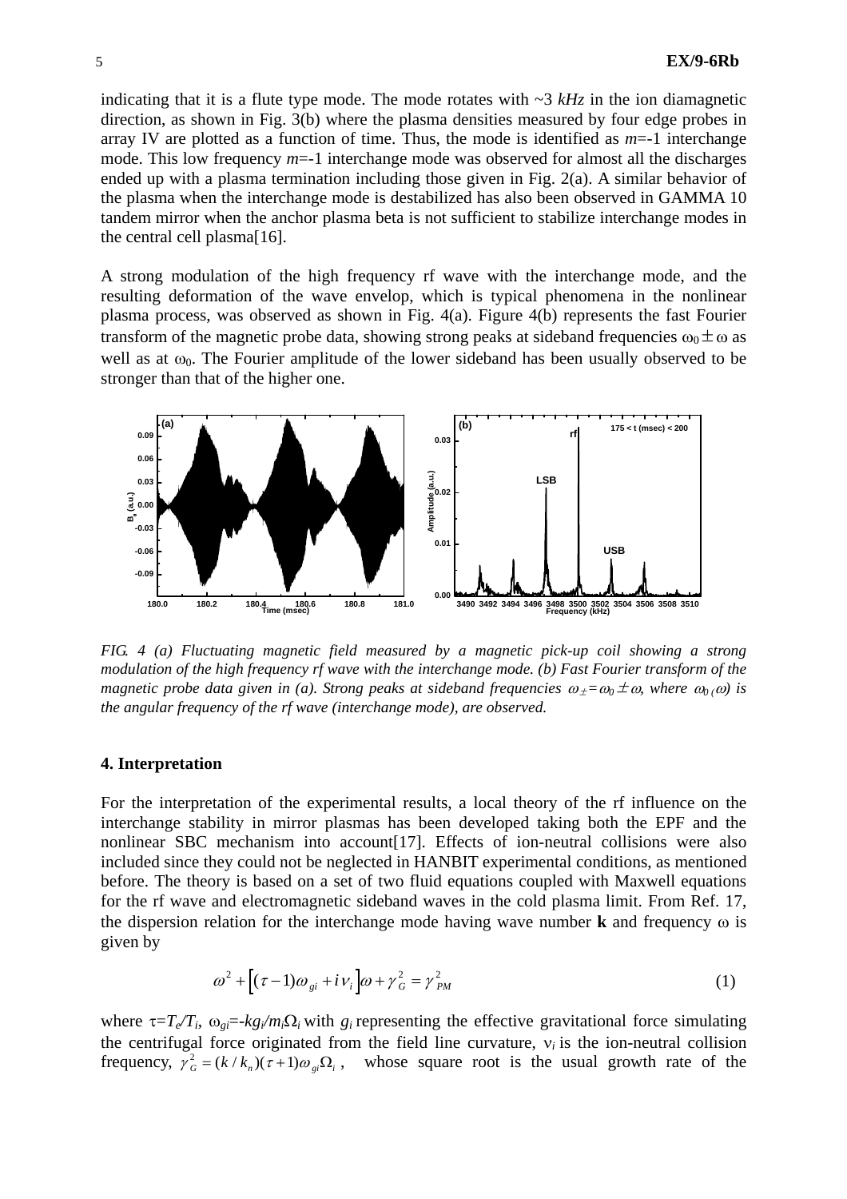indicating that it is a flute type mode. The mode rotates with ~3 *kHz* in the ion diamagnetic direction, as shown in Fig. 3(b) where the plasma densities measured by four edge probes in array IV are plotted as a function of time. Thus, the mode is identified as *m*=-1 interchange mode. This low frequency *m*=-1 interchange mode was observed for almost all the discharges ended up with a plasma termination including those given in Fig. 2(a). A similar behavior of the plasma when the interchange mode is destabilized has also been observed in GAMMA 10 tandem mirror when the anchor plasma beta is not sufficient to stabilize interchange modes in the central cell plasma[16].

A strong modulation of the high frequency rf wave with the interchange mode, and the resulting deformation of the wave envelop, which is typical phenomena in the nonlinear plasma process, was observed as shown in Fig. 4(a). Figure 4(b) represents the fast Fourier transform of the magnetic probe data, showing strong peaks at sideband frequencies $\omega_0 \pm \omega$ as well as at $\omega_0$. The Fourier amplitude of the lower sideband has been usually observed to be stronger than that of the higher one.

*FIG. 4 (a) Fluctuating magnetic field measured by a magnetic pick-up coil showing a strong modulation of the high frequency rf wave with the interchange mode. (b) Fast Fourier transform of the magnetic probe data given in (a). Strong peaks at sideband frequencies $\omega_{\pm}=\omega_0 \pm \omega$, where $\omega_0$ ($\omega$) is the angular frequency of the rf wave (interchange mode), are observed.*

## 4. Interpretation

For the interpretation of the experimental results, a local theory of the rf influence on the interchange stability in mirror plasmas has been developed taking both the EPF and the nonlinear SBC mechanism into account[17]. Effects of ion-neutral collisions were also included since they could not be neglected in HANBIT experimental conditions, as mentioned before. The theory is based on a set of two fluid equations coupled with Maxwell equations for the rf wave and electromagnetic sideband waves in the cold plasma limit. From Ref. 17, the dispersion relation for the interchange mode having wave number **k** and frequency $\omega$ is given by

$$\omega^2 + \left[(\tau-1)\omega_{gi} + i\nu_i\right]\omega + \gamma_G^2 = \gamma_{PM}^2 \tag{1}$$

where $\tau=T_e/T_i$, $\omega_{gi}=-kg_i/m_i\Omega_i$ with $g_i$ representing the effective gravitational force simulating the centrifugal force originated from the field line curvature, $\nu_i$ is the ion-neutral collision frequency, $\gamma_G^2 = (k/k_n)(\tau+1)\omega_{gi}\Omega_i$, whose square root is the usual growth rate of the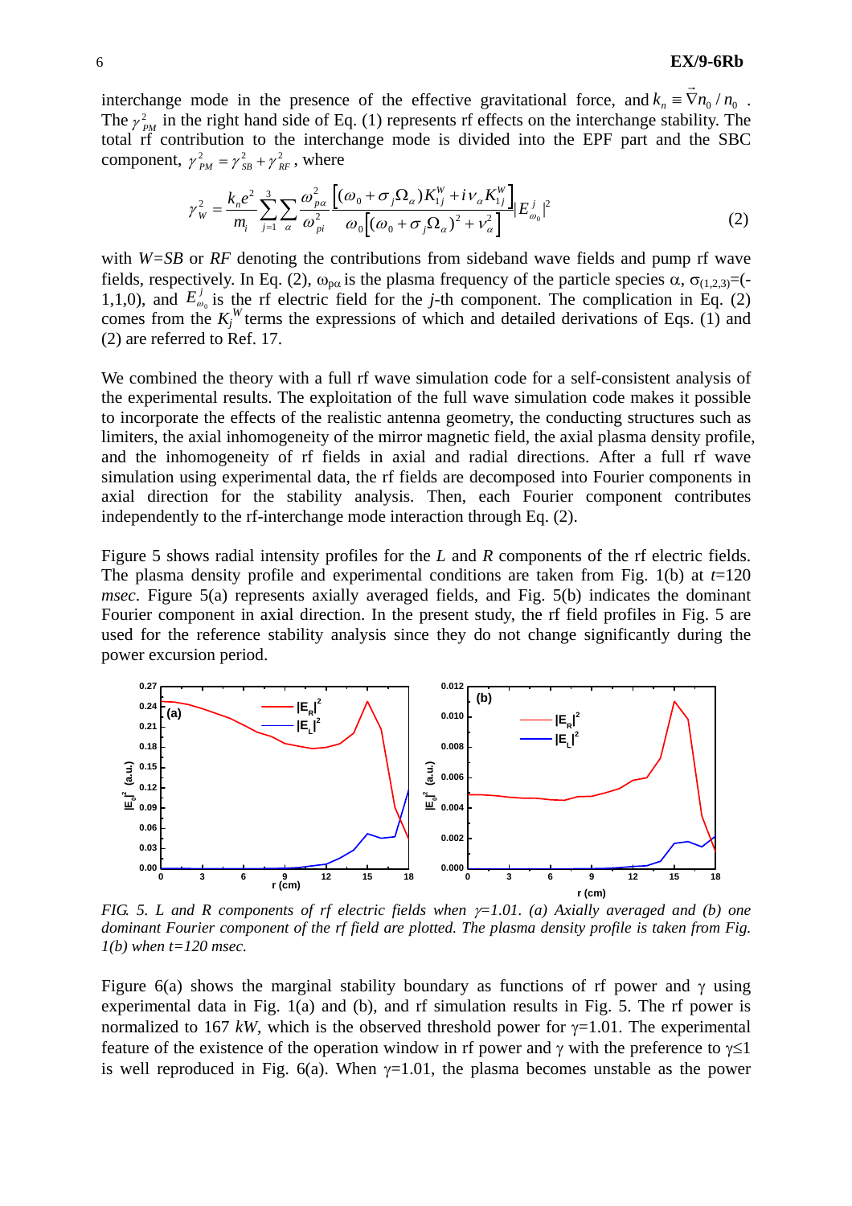interchange mode in the presence of the effective gravitational force, and $k_n \equiv \vec{\nabla} n_0 / n_0$ . The $\gamma_{PM}^2$ in the right hand side of Eq. (1) represents rf effects on the interchange stability. The total rf contribution to the interchange mode is divided into the EPF part and the SBC component, $\gamma_{PM}^2 = \gamma_{SB}^2 + \gamma_{RF}^2$, where

$$\gamma_W^2 = \frac{k_n e^2}{m_i} \sum_{j=1}^{3} \sum_{\alpha} \frac{\omega_{p\alpha}^2}{\omega_{pi}^2} \frac{\left[(\omega_0 + \sigma_j \Omega_\alpha) K_{1j}^W + i \nu_\alpha K_{1j}^W\right]}{\omega_0 \left[(\omega_0 + \sigma_j \Omega_\alpha)^2 + \nu_\alpha^2\right]} |E_{\omega_0}^j|^2 \tag{2}$$

with *W=SB* or *RF* denoting the contributions from sideband wave fields and pump rf wave fields, respectively. In Eq. (2), $\omega_{p\alpha}$ is the plasma frequency of the particle species $\alpha$, $\sigma_{(1,2,3)}$=(-1,1,0), and $E_{\omega_0}^j$ is the rf electric field for the *j*-th component. The complication in Eq. (2) comes from the $K_j^W$ terms the expressions of which and detailed derivations of Eqs. (1) and (2) are referred to Ref. 17.

We combined the theory with a full rf wave simulation code for a self-consistent analysis of the experimental results. The exploitation of the full wave simulation code makes it possible to incorporate the effects of the realistic antenna geometry, the conducting structures such as limiters, the axial inhomogeneity of the mirror magnetic field, the axial plasma density profile, and the inhomogeneity of rf fields in axial and radial directions. After a full rf wave simulation using experimental data, the rf fields are decomposed into Fourier components in axial direction for the stability analysis. Then, each Fourier component contributes independently to the rf-interchange mode interaction through Eq. (2).

Figure 5 shows radial intensity profiles for the *L* and *R* components of the rf electric fields. The plasma density profile and experimental conditions are taken from Fig. 1(b) at *t*=120 *msec*. Figure 5(a) represents axially averaged fields, and Fig. 5(b) indicates the dominant Fourier component in axial direction. In the present study, the rf field profiles in Fig. 5 are used for the reference stability analysis since they do not change significantly during the power excursion period.

*FIG. 5. L and R components of rf electric fields when $\gamma$=1.01. (a) Axially averaged and (b) one dominant Fourier component of the rf field are plotted. The plasma density profile is taken from Fig. 1(b) when t=120 msec.*

Figure 6(a) shows the marginal stability boundary as functions of rf power and $\gamma$ using experimental data in Fig. 1(a) and (b), and rf simulation results in Fig. 5. The rf power is normalized to 167 *kW*, which is the observed threshold power for $\gamma$=1.01. The experimental feature of the existence of the operation window in rf power and $\gamma$ with the preference to $\gamma \lesssim 1$ is well reproduced in Fig. 6(a). When $\gamma$=1.01, the plasma becomes unstable as the power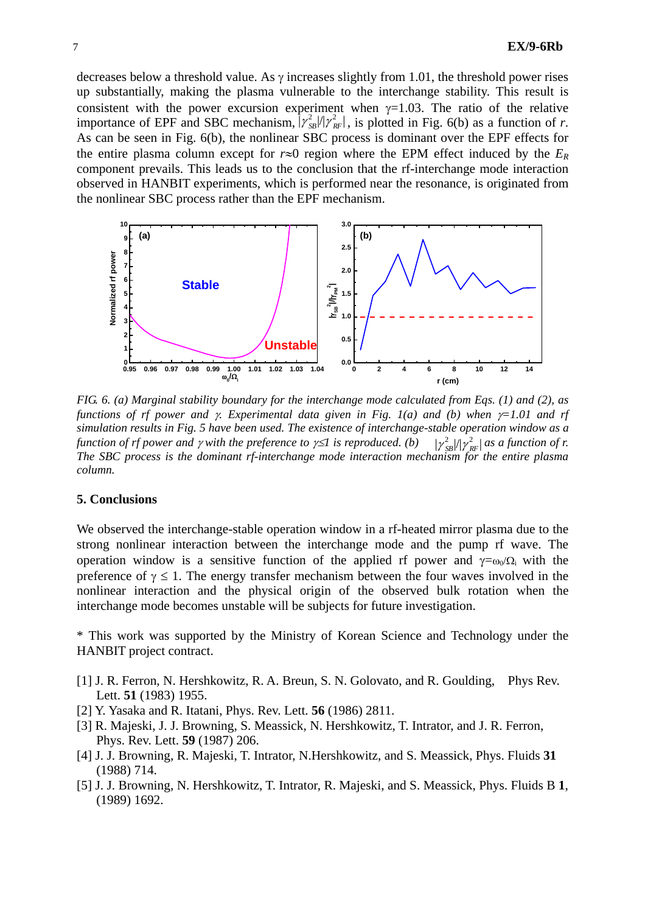decreases below a threshold value. As $\gamma$ increases slightly from 1.01, the threshold power rises up substantially, making the plasma vulnerable to the interchange stability. This result is consistent with the power excursion experiment when $\gamma$=1.03. The ratio of the relative importance of EPF and SBC mechanism, $|\gamma_{SB}^2|/|\gamma_{RF}^2|$, is plotted in Fig. 6(b) as a function of $r$. As can be seen in Fig. 6(b), the nonlinear SBC process is dominant over the EPF effects for the entire plasma column except for $r\approx0$ region where the EPM effect induced by the $E_R$ component prevails. This leads us to the conclusion that the rf-interchange mode interaction observed in HANBIT experiments, which is performed near the resonance, is originated from the nonlinear SBC process rather than the EPF mechanism.

*FIG. 6. (a) Marginal stability boundary for the interchange mode calculated from Eqs. (1) and (2), as functions of rf power and $\gamma$. Experimental data given in Fig. 1(a) and (b) when $\gamma$=1.01 and rf simulation results in Fig. 5 have been used. The existence of interchange-stable operation window as a function of rf power and $\gamma$ with the preference to $\gamma\leq1$ is reproduced. (b) $|\gamma_{SB}^2|/|\gamma_{RF}^2|$ as a function of r. The SBC process is the dominant rf-interchange mode interaction mechanism for the entire plasma column.*

### 5. Conclusions

We observed the interchange-stable operation window in a rf-heated mirror plasma due to the strong nonlinear interaction between the interchange mode and the pump rf wave. The operation window is a sensitive function of the applied rf power and $\gamma=\omega_0/\Omega_i$ with the preference of $\gamma \leq 1$. The energy transfer mechanism between the four waves involved in the nonlinear interaction and the physical origin of the observed bulk rotation when the interchange mode becomes unstable will be subjects for future investigation.

\* This work was supported by the Ministry of Korean Science and Technology under the HANBIT project contract.

[1] J. R. Ferron, N. Hershkowitz, R. A. Breun, S. N. Golovato, and R. Goulding, Phys Rev. Lett. **51** (1983) 1955.
[2] Y. Yasaka and R. Itatani, Phys. Rev. Lett. **56** (1986) 2811.
[3] R. Majeski, J. J. Browning, S. Meassick, N. Hershkowitz, T. Intrator, and J. R. Ferron, Phys. Rev. Lett. **59** (1987) 206.
[4] J. J. Browning, R. Majeski, T. Intrator, N.Hershkowitz, and S. Meassick, Phys. Fluids **31** (1988) 714.
[5] J. J. Browning, N. Hershkowitz, T. Intrator, R. Majeski, and S. Meassick, Phys. Fluids B **1**, (1989) 1692.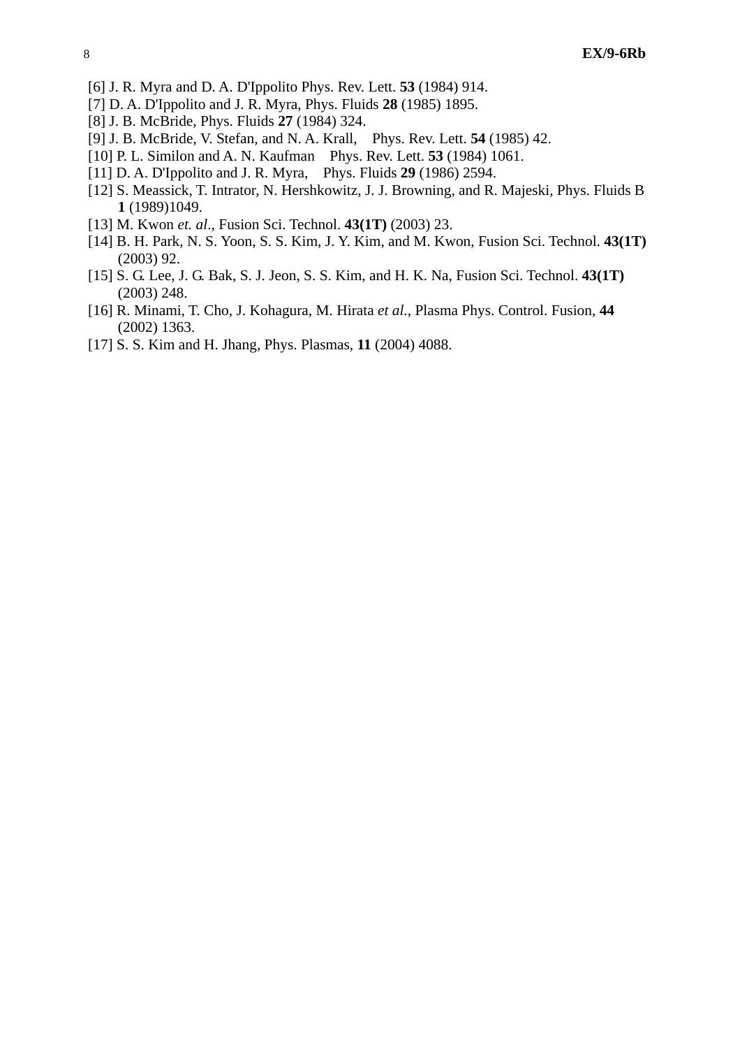[6] J. R. Myra and D. A. D'Ippolito Phys. Rev. Lett. **53** (1984) 914.
[7] D. A. D'Ippolito and J. R. Myra, Phys. Fluids **28** (1985) 1895.
[8] J. B. McBride, Phys. Fluids **27** (1984) 324.
[9] J. B. McBride, V. Stefan, and N. A. Krall, Phys. Rev. Lett. **54** (1985) 42.
[10] P. L. Similon and A. N. Kaufman Phys. Rev. Lett. **53** (1984) 1061.
[11] D. A. D'Ippolito and J. R. Myra, Phys. Fluids **29** (1986) 2594.
[12] S. Meassick, T. Intrator, N. Hershkowitz, J. J. Browning, and R. Majeski, Phys. Fluids B **1** (1989)1049.
[13] M. Kwon *et. al*., Fusion Sci. Technol. **43(1T)** (2003) 23.
[14] B. H. Park, N. S. Yoon, S. S. Kim, J. Y. Kim, and M. Kwon, Fusion Sci. Technol. **43(1T)** (2003) 92.
[15] S. G. Lee, J. G. Bak, S. J. Jeon, S. S. Kim, and H. K. Na, Fusion Sci. Technol. **43(1T)** (2003) 248.
[16] R. Minami, T. Cho, J. Kohagura, M. Hirata *et al.*, Plasma Phys. Control. Fusion, **44** (2002) 1363.
[17] S. S. Kim and H. Jhang, Phys. Plasmas, **11** (2004) 4088.